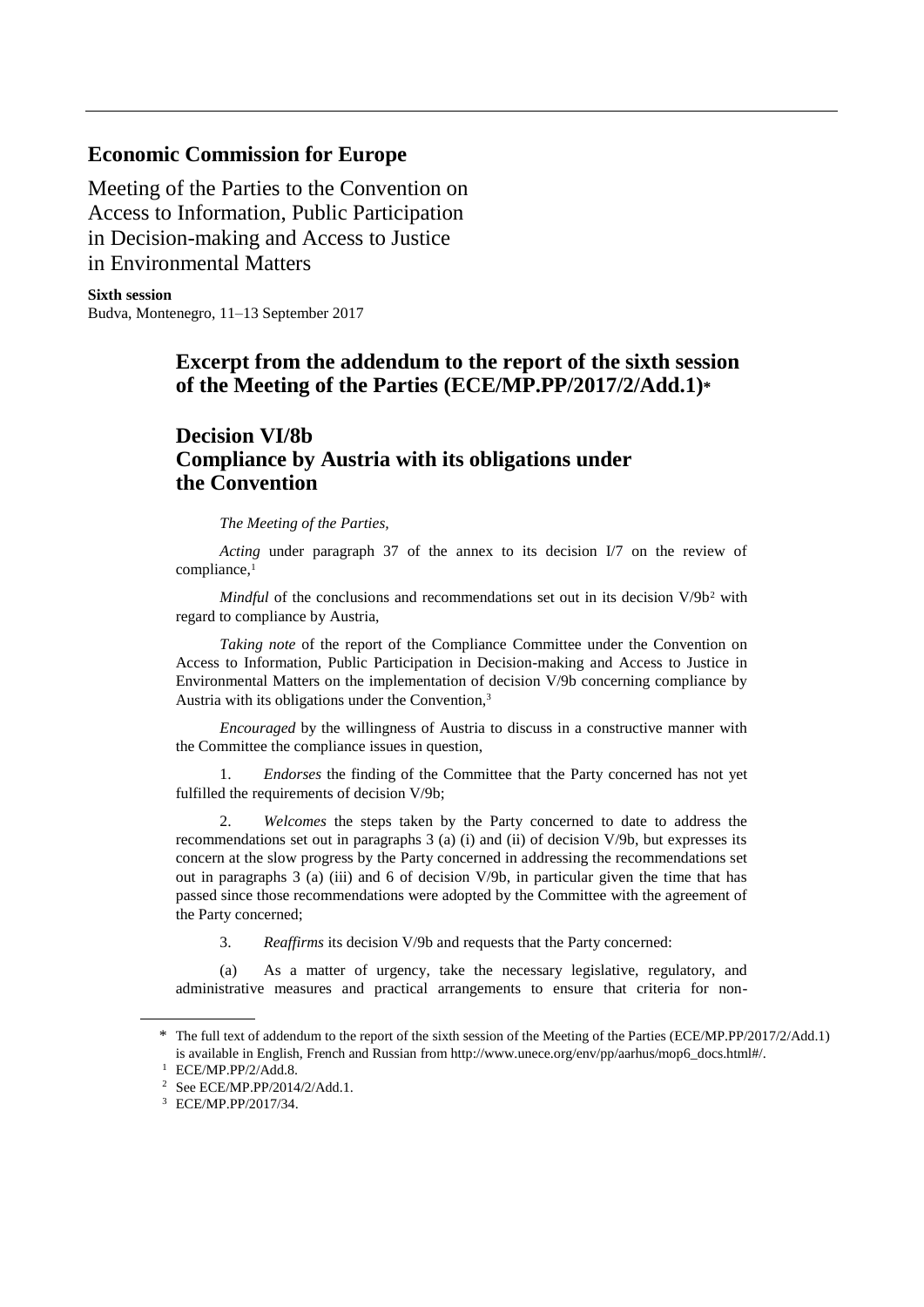## Economic Commission for Europe

Meeting of the Parties to the Convention on Access to Information, Public Participation in Decision-making and Access to Justice in Environmental Matters

**Sixth session**
Budva, Montenegro, 11–13 September 2017

# Excerpt from the addendum to the report of the sixth session of the Meeting of the Parties (ECE/MP.PP/2017/2/Add.1)*

# Decision VI/8b Compliance by Austria with its obligations under the Convention

*The Meeting of the Parties,*

*Acting* under paragraph 37 of the annex to its decision I/7 on the review of compliance,[1]

*Mindful* of the conclusions and recommendations set out in its decision V/9b[2] with regard to compliance by Austria,

*Taking note* of the report of the Compliance Committee under the Convention on Access to Information, Public Participation in Decision-making and Access to Justice in Environmental Matters on the implementation of decision V/9b concerning compliance by Austria with its obligations under the Convention,[3]

*Encouraged* by the willingness of Austria to discuss in a constructive manner with the Committee the compliance issues in question,

1. *Endorses* the finding of the Committee that the Party concerned has not yet fulfilled the requirements of decision V/9b;

2. *Welcomes* the steps taken by the Party concerned to date to address the recommendations set out in paragraphs 3 (a) (i) and (ii) of decision V/9b, but expresses its concern at the slow progress by the Party concerned in addressing the recommendations set out in paragraphs 3 (a) (iii) and 6 of decision V/9b, in particular given the time that has passed since those recommendations were adopted by the Committee with the agreement of the Party concerned;

3. *Reaffirms* its decision V/9b and requests that the Party concerned:

(a) As a matter of urgency, take the necessary legislative, regulatory, and administrative measures and practical arrangements to ensure that criteria for non-

---

\* The full text of addendum to the report of the sixth session of the Meeting of the Parties (ECE/MP.PP/2017/2/Add.1) is available in English, French and Russian from http://www.unece.org/env/pp/aarhus/mop6_docs.html#/.

[1] ECE/MP.PP/2/Add.8.

[2] See ECE/MP.PP/2014/2/Add.1.

[3] ECE/MP.PP/2017/34.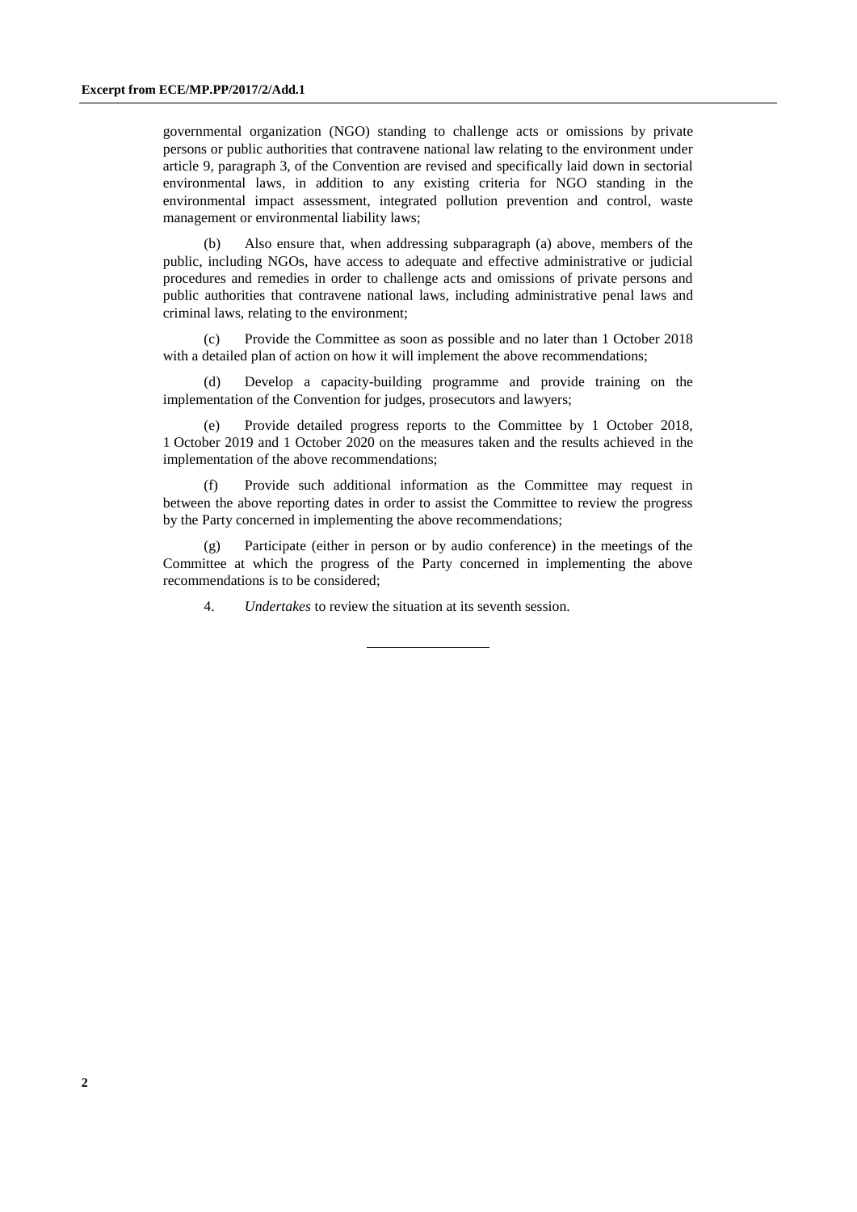governmental organization (NGO) standing to challenge acts or omissions by private persons or public authorities that contravene national law relating to the environment under article 9, paragraph 3, of the Convention are revised and specifically laid down in sectorial environmental laws, in addition to any existing criteria for NGO standing in the environmental impact assessment, integrated pollution prevention and control, waste management or environmental liability laws;

(b) Also ensure that, when addressing subparagraph (a) above, members of the public, including NGOs, have access to adequate and effective administrative or judicial procedures and remedies in order to challenge acts and omissions of private persons and public authorities that contravene national laws, including administrative penal laws and criminal laws, relating to the environment;

(c) Provide the Committee as soon as possible and no later than 1 October 2018 with a detailed plan of action on how it will implement the above recommendations;

(d) Develop a capacity-building programme and provide training on the implementation of the Convention for judges, prosecutors and lawyers;

(e) Provide detailed progress reports to the Committee by 1 October 2018, 1 October 2019 and 1 October 2020 on the measures taken and the results achieved in the implementation of the above recommendations;

(f) Provide such additional information as the Committee may request in between the above reporting dates in order to assist the Committee to review the progress by the Party concerned in implementing the above recommendations;

(g) Participate (either in person or by audio conference) in the meetings of the Committee at which the progress of the Party concerned in implementing the above recommendations is to be considered;

4. *Undertakes* to review the situation at its seventh session.